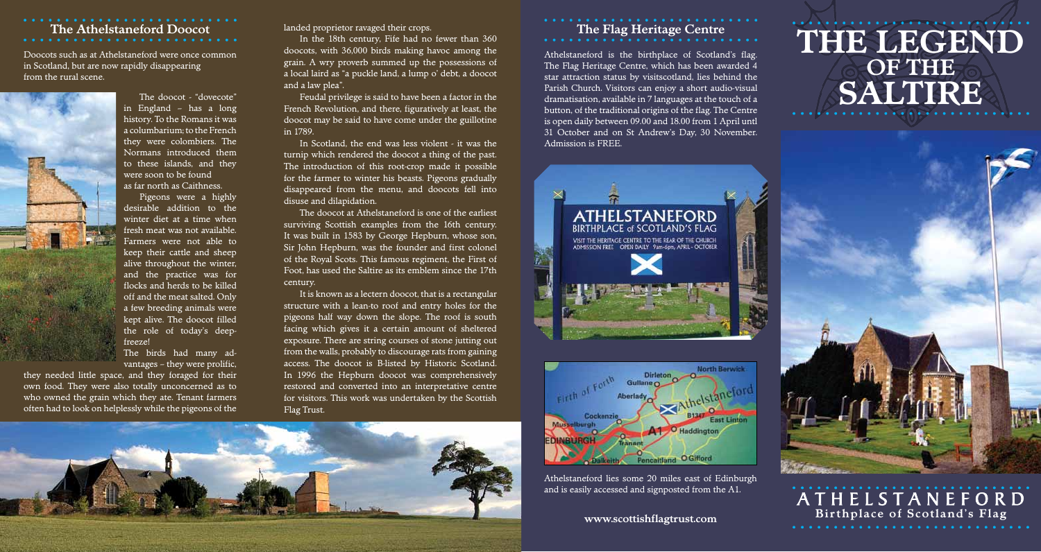## The Athelstaneford Doocot

Doocots such as at Athelstaneford were once common in Scotland, but are now rapidly disappearing from the rural scene.

The doocot - "dovecote" in England – has a long history. To the Romans it was a columbarium; to the French they were colombiers. The Normans introduced them to these islands, and they were soon to be found as far north as Caithness.

Pigeons were a highly desirable addition to the winter diet at a time when fresh meat was not available. Farmers were not able to keep their cattle and sheep alive throughout the winter, and the practice was for flocks and herds to be killed off and the meat salted. Only a few breeding animals were kept alive. The doocot filled the role of today's deep-freeze!

The birds had many advantages – they were prolific, they needed little space, and they foraged for their own food. They were also totally unconcerned as to who owned the grain which they ate. Tenant farmers often had to look on helplessly while the pigeons of the landed proprietor ravaged their crops.

In the 18th century, Fife had no fewer than 360 doocots, with 36,000 birds making havoc among the grain. A wry proverb summed up the possessions of a local laird as "a puckle land, a lump o' debt, a doocot and a law plea".

Feudal privilege is said to have been a factor in the French Revolution, and there, figuratively at least, the doocot may be said to have come under the guillotine in 1789.

In Scotland, the end was less violent - it was the turnip which rendered the doocot a thing of the past. The introduction of this root-crop made it possible for the farmer to winter his beasts. Pigeons gradually disappeared from the menu, and doocots fell into disuse and dilapidation.

The doocot at Athelstaneford is one of the earliest surviving Scottish examples from the 16th century. It was built in 1583 by George Hepburn, whose son, Sir John Hepburn, was the founder and first colonel of the Royal Scots. This famous regiment, the First of Foot, has used the Saltire as its emblem since the 17th century.

It is known as a lectern doocot, that is a rectangular structure with a lean-to roof and entry holes for the pigeons half way down the slope. The roof is south facing which gives it a certain amount of sheltered exposure. There are string courses of stone jutting out from the walls, probably to discourage rats from gaining access. The doocot is B-listed by Historic Scotland. In 1996 the Hepburn doocot was comprehensively restored and converted into an interpretative centre for visitors. This work was undertaken by the Scottish Flag Trust.

## The Flag Heritage Centre

Athelstaneford is the birthplace of Scotland's flag. The Flag Heritage Centre, which has been awarded 4 star attraction status by visitscotland, lies behind the Parish Church. Visitors can enjoy a short audio-visual dramatisation, available in 7 languages at the touch of a button, of the traditional origins of the flag. The Centre is open daily between 09.00 and 18.00 from 1 April untl 31 October and on St Andrew's Day, 30 November. Admission is FREE.

ATHELSTANEFORD
BIRTHPLACE of SCOTLAND'S FLAG
VISIT THE HERITAGE CENTRE TO THE REAR OF THE CHURCH
ADMISSION FREE OPEN DAILY 9am-6pm, APRIL - OCTOBER

Athelstaneford lies some 20 miles east of Edinburgh and is easily accessed and signposted from the A1.

www.scottishflagtrust.com

# THE LEGEND OF THE SALTIRE

## ATHELSTANEFORD
**Birthplace of Scotland's Flag**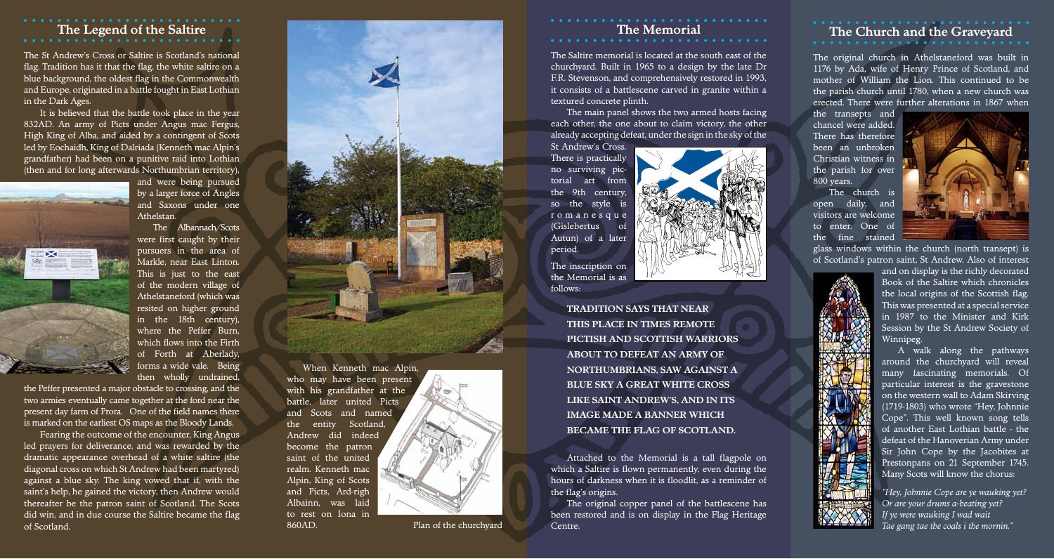## The Legend of the Saltire

The St Andrew's Cross or Saltire is Scotland's national flag. Tradition has it that the flag, the white saltire on a blue background, the oldest flag in the Commonwealth and Europe, originated in a battle fought in East Lothian in the Dark Ages.

It is believed that the battle took place in the year 832AD. An army of Picts under Angus mac Fergus, High King of Alba, and aided by a contingent of Scots led by Eochaidh, King of Dalriada (Kenneth mac Alpin's grandfather) had been on a punitive raid into Lothian (then and for long afterwards Northumbrian territory), and were being pursued by a larger force of Angles and Saxons under one Athelstan.

The Albannach/Scots were first caught by their pursuers in the area of Markle, near East Linton. This is just to the east of the modern village of Athelstaneford (which was resited on higher ground in the 18th century), where the Peffer Burn, which flows into the Firth of Forth at Aberlady, forms a wide vale. Being then wholly undrained, the Peffer presented a major obstacle to crossing, and the two armies eventually came together at the ford near the present day farm of Prora. One of the field names there is marked on the earliest OS maps as the Bloody Lands.

Fearing the outcome of the encounter, King Angus led prayers for deliverance, and was rewarded by the dramatic appearance overhead of a white saltire (the diagonal cross on which St Andrew had been martyred) against a blue sky. The king vowed that if, with the saint's help, he gained the victory, then Andrew would thereafter be the patron saint of Scotland. The Scots did win, and in due course the Saltire became the flag of Scotland.

When Kenneth mac Alpin, who may have been present with his grandfather at the battle, later united Picts and Scots and named the entity Scotland, Andrew did indeed become the patron saint of the united realm. Kenneth mac Alpin, King of Scots and Picts, Ard-righ Albainn, was laid to rest on Iona in 860AD.

Plan of the churchyard

## The Memorial

The Saltire memorial is located at the south east of the churchyard. Built in 1965 to a design by the late Dr F.R. Stevenson, and comprehensively restored in 1993, it consists of a battlescene carved in granite within a textured concrete plinth.

The main panel shows the two armed hosts facing each other, the one about to claim victory, the other already accepting defeat, under the sign in the sky of the St Andrew's Cross. There is practically no surviving pictorial art from the 9th century, so the style is romanesque (Gislebertus of Autun) of a later period.

The inscription on the Memorial is as follows:

**TRADITION SAYS THAT NEAR THIS PLACE IN TIMES REMOTE PICTISH AND SCOTTISH WARRIORS ABOUT TO DEFEAT AN ARMY OF NORTHUMBRIANS, SAW AGAINST A BLUE SKY A GREAT WHITE CROSS LIKE SAINT ANDREW'S, AND IN ITS IMAGE MADE A BANNER WHICH BECAME THE FLAG OF SCOTLAND.**

Attached to the Memorial is a tall flagpole on which a Saltire is flown permanently, even during the hours of darkness when it is floodlit, as a reminder of the flag's origins.

The original copper panel of the battlescene has been restored and is on display in the Flag Heritage Centre.

## The Church and the Graveyard

The original church in Athelstaneford was built in 1176 by Ada, wife of Henry Prince of Scotland, and mother of William the Lion. This continued to be the parish church until 1780, when a new church was erected. There were further alterations in 1867 when the transepts and chancel were added. There has therefore been an unbroken Christian witness in the parish for over 800 years.

The church is open daily, and visitors are welcome to enter. One of the fine stained glass windows within the church (north transept) is of Scotland's patron saint, St Andrew. Also of interest and on display is the richly decorated Book of the Saltire which chronicles the local origins of the Scottish flag. This was presented at a special service in 1987 to the Minister and Kirk Session by the St Andrew Society of Winnipeg.

A walk along the pathways around the churchyard will reveal many fascinating memorials. Of particular interest is the gravestone on the western wall to Adam Skirving (1719-1803) who wrote "Hey, Johnnie Cope". This well known song tells of another East Lothian battle - the defeat of the Hanoverian Army under Sir John Cope by the Jacobites at Prestonpans on 21 September 1745. Many Scots will know the chorus:

*"Hey, Johnnie Cope are ye wauking yet?*
*Or are your drums a-beating yet?*
*If ye were wauking I wad wait*
*Tae gang tae the coals i the mornin."*